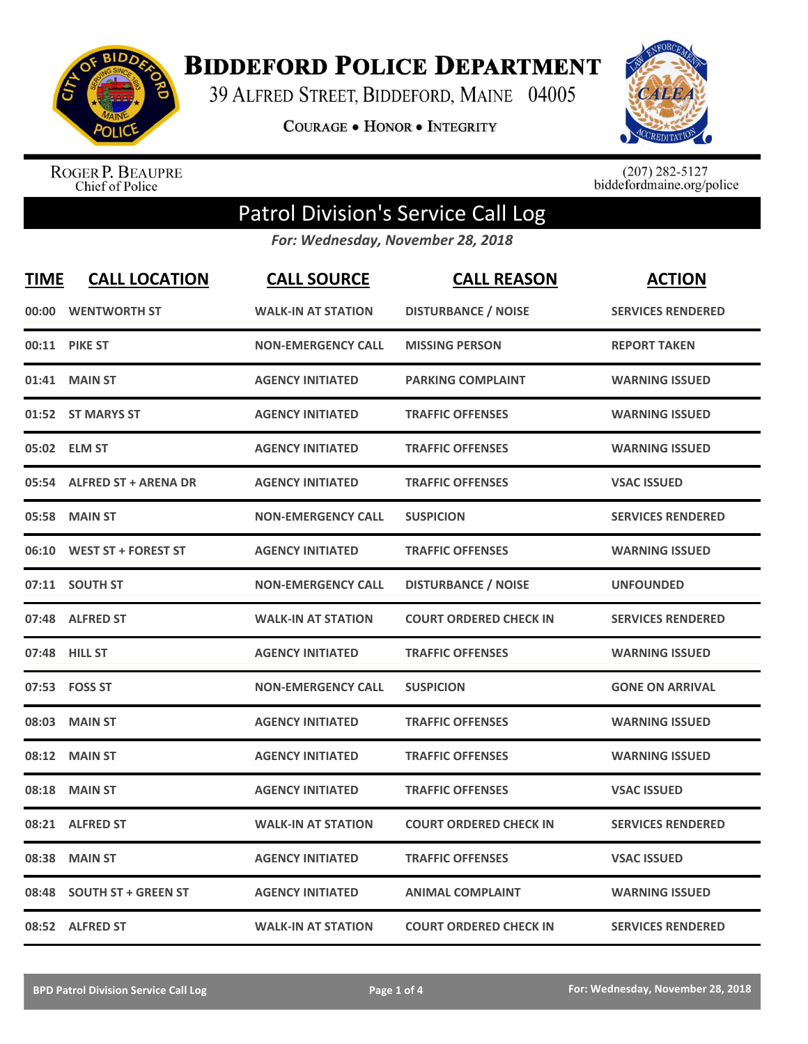# Biddeford Police Department

39 Alfred Street, Biddeford, Maine 04005

Courage • Honor • Integrity

Roger P. Beaupre
Chief of Police

(207) 282-5127
biddefordmaine.org/police

## Patrol Division's Service Call Log

*For: Wednesday, November 28, 2018*

| TIME | CALL LOCATION | CALL SOURCE | CALL REASON | ACTION |
|---|---|---|---|---|
| 00:00 | WENTWORTH ST | WALK-IN AT STATION | DISTURBANCE / NOISE | SERVICES RENDERED |
| 00:11 | PIKE ST | NON-EMERGENCY CALL | MISSING PERSON | REPORT TAKEN |
| 01:41 | MAIN ST | AGENCY INITIATED | PARKING COMPLAINT | WARNING ISSUED |
| 01:52 | ST MARYS ST | AGENCY INITIATED | TRAFFIC OFFENSES | WARNING ISSUED |
| 05:02 | ELM ST | AGENCY INITIATED | TRAFFIC OFFENSES | WARNING ISSUED |
| 05:54 | ALFRED ST + ARENA DR | AGENCY INITIATED | TRAFFIC OFFENSES | VSAC ISSUED |
| 05:58 | MAIN ST | NON-EMERGENCY CALL | SUSPICION | SERVICES RENDERED |
| 06:10 | WEST ST + FOREST ST | AGENCY INITIATED | TRAFFIC OFFENSES | WARNING ISSUED |
| 07:11 | SOUTH ST | NON-EMERGENCY CALL | DISTURBANCE / NOISE | UNFOUNDED |
| 07:48 | ALFRED ST | WALK-IN AT STATION | COURT ORDERED CHECK IN | SERVICES RENDERED |
| 07:48 | HILL ST | AGENCY INITIATED | TRAFFIC OFFENSES | WARNING ISSUED |
| 07:53 | FOSS ST | NON-EMERGENCY CALL | SUSPICION | GONE ON ARRIVAL |
| 08:03 | MAIN ST | AGENCY INITIATED | TRAFFIC OFFENSES | WARNING ISSUED |
| 08:12 | MAIN ST | AGENCY INITIATED | TRAFFIC OFFENSES | WARNING ISSUED |
| 08:18 | MAIN ST | AGENCY INITIATED | TRAFFIC OFFENSES | VSAC ISSUED |
| 08:21 | ALFRED ST | WALK-IN AT STATION | COURT ORDERED CHECK IN | SERVICES RENDERED |
| 08:38 | MAIN ST | AGENCY INITIATED | TRAFFIC OFFENSES | VSAC ISSUED |
| 08:48 | SOUTH ST + GREEN ST | AGENCY INITIATED | ANIMAL COMPLAINT | WARNING ISSUED |
| 08:52 | ALFRED ST | WALK-IN AT STATION | COURT ORDERED CHECK IN | SERVICES RENDERED |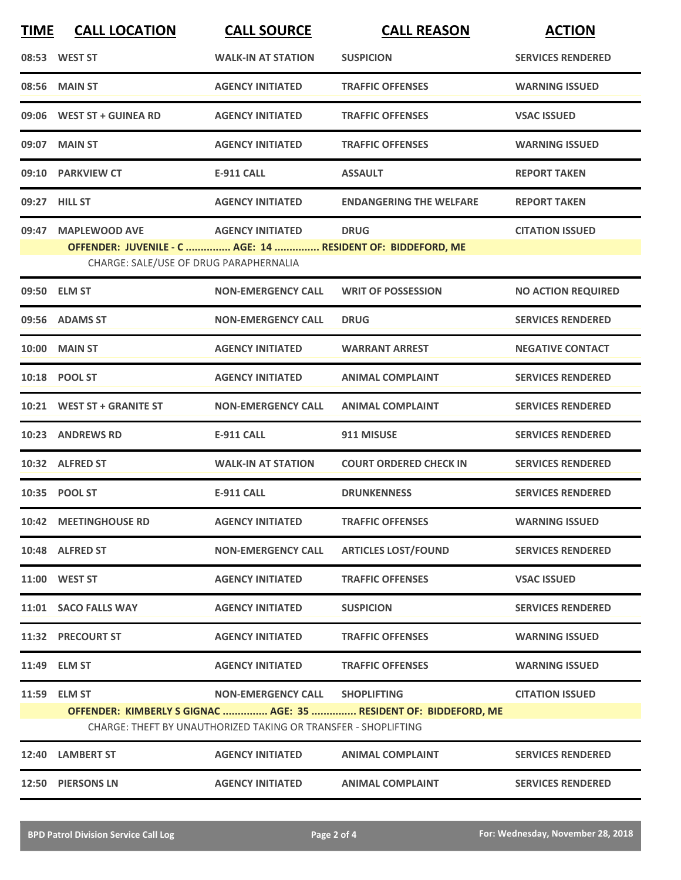| TIME | CALL LOCATION | CALL SOURCE | CALL REASON | ACTION |
|---|---|---|---|---|
| 08:53 | WEST ST | WALK-IN AT STATION | SUSPICION | SERVICES RENDERED |
| 08:56 | MAIN ST | AGENCY INITIATED | TRAFFIC OFFENSES | WARNING ISSUED |
| 09:06 | WEST ST + GUINEA RD | AGENCY INITIATED | TRAFFIC OFFENSES | VSAC ISSUED |
| 09:07 | MAIN ST | AGENCY INITIATED | TRAFFIC OFFENSES | WARNING ISSUED |
| 09:10 | PARKVIEW CT | E-911 CALL | ASSAULT | REPORT TAKEN |
| 09:27 | HILL ST | AGENCY INITIATED | ENDANGERING THE WELFARE | REPORT TAKEN |
| 09:47 | MAPLEWOOD AVE | AGENCY INITIATED | DRUG | CITATION ISSUED |
| | OFFENDER: JUVENILE - C ............... AGE: 14 ............... RESIDENT OF: BIDDEFORD, ME | | | |
| | CHARGE: SALE/USE OF DRUG PARAPHERNALIA | | | |
| 09:50 | ELM ST | NON-EMERGENCY CALL | WRIT OF POSSESSION | NO ACTION REQUIRED |
| 09:56 | ADAMS ST | NON-EMERGENCY CALL | DRUG | SERVICES RENDERED |
| 10:00 | MAIN ST | AGENCY INITIATED | WARRANT ARREST | NEGATIVE CONTACT |
| 10:18 | POOL ST | AGENCY INITIATED | ANIMAL COMPLAINT | SERVICES RENDERED |
| 10:21 | WEST ST + GRANITE ST | NON-EMERGENCY CALL | ANIMAL COMPLAINT | SERVICES RENDERED |
| 10:23 | ANDREWS RD | E-911 CALL | 911 MISUSE | SERVICES RENDERED |
| 10:32 | ALFRED ST | WALK-IN AT STATION | COURT ORDERED CHECK IN | SERVICES RENDERED |
| 10:35 | POOL ST | E-911 CALL | DRUNKENNESS | SERVICES RENDERED |
| 10:42 | MEETINGHOUSE RD | AGENCY INITIATED | TRAFFIC OFFENSES | WARNING ISSUED |
| 10:48 | ALFRED ST | NON-EMERGENCY CALL | ARTICLES LOST/FOUND | SERVICES RENDERED |
| 11:00 | WEST ST | AGENCY INITIATED | TRAFFIC OFFENSES | VSAC ISSUED |
| 11:01 | SACO FALLS WAY | AGENCY INITIATED | SUSPICION | SERVICES RENDERED |
| 11:32 | PRECOURT ST | AGENCY INITIATED | TRAFFIC OFFENSES | WARNING ISSUED |
| 11:49 | ELM ST | AGENCY INITIATED | TRAFFIC OFFENSES | WARNING ISSUED |
| 11:59 | ELM ST | NON-EMERGENCY CALL | SHOPLIFTING | CITATION ISSUED |
| | OFFENDER: KIMBERLY S GIGNAC ............... AGE: 35 ............... RESIDENT OF: BIDDEFORD, ME | | | |
| | CHARGE: THEFT BY UNAUTHORIZED TAKING OR TRANSFER - SHOPLIFTING | | | |
| 12:40 | LAMBERT ST | AGENCY INITIATED | ANIMAL COMPLAINT | SERVICES RENDERED |
| 12:50 | PIERSONS LN | AGENCY INITIATED | ANIMAL COMPLAINT | SERVICES RENDERED |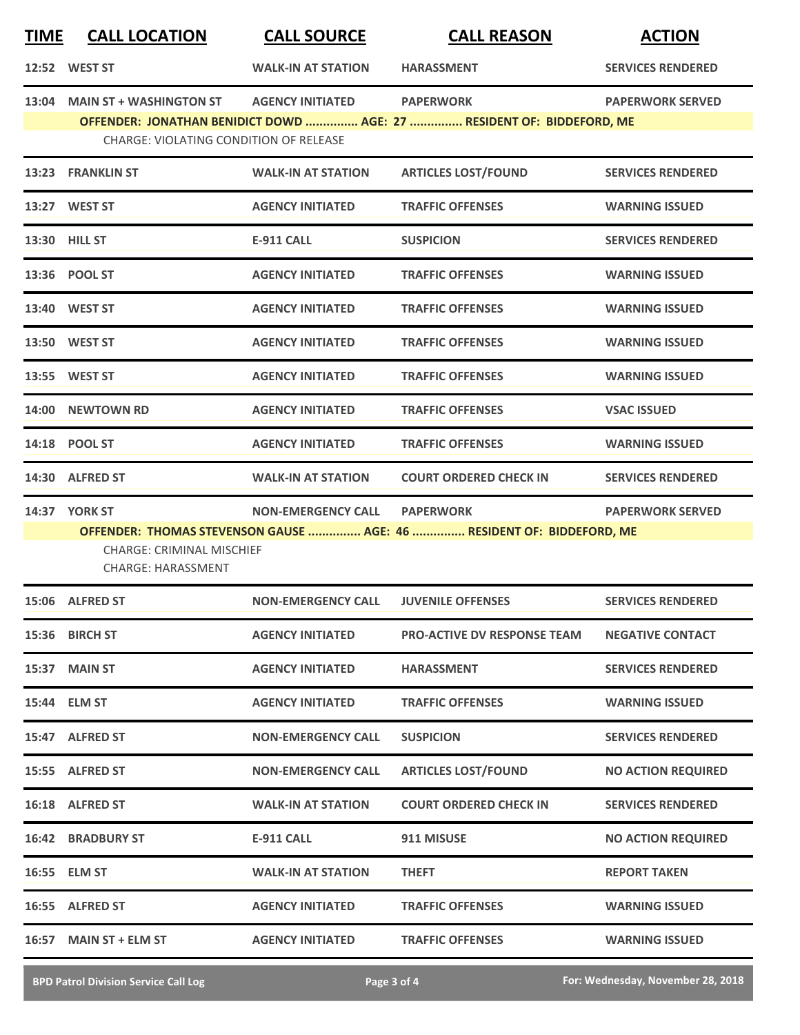| TIME | CALL LOCATION | CALL SOURCE | CALL REASON | ACTION |
|---|---|---|---|---|
| 12:52 | WEST ST | WALK-IN AT STATION | HARASSMENT | SERVICES RENDERED |
| 13:04 | MAIN ST + WASHINGTON ST | AGENCY INITIATED | PAPERWORK | PAPERWORK SERVED |
| | OFFENDER: JONATHAN BENIDICT DOWD ............... AGE: 27 ............... RESIDENT OF: BIDDEFORD, ME | | | |
| | CHARGE: VIOLATING CONDITION OF RELEASE | | | |
| 13:23 | FRANKLIN ST | WALK-IN AT STATION | ARTICLES LOST/FOUND | SERVICES RENDERED |
| 13:27 | WEST ST | AGENCY INITIATED | TRAFFIC OFFENSES | WARNING ISSUED |
| 13:30 | HILL ST | E-911 CALL | SUSPICION | SERVICES RENDERED |
| 13:36 | POOL ST | AGENCY INITIATED | TRAFFIC OFFENSES | WARNING ISSUED |
| 13:40 | WEST ST | AGENCY INITIATED | TRAFFIC OFFENSES | WARNING ISSUED |
| 13:50 | WEST ST | AGENCY INITIATED | TRAFFIC OFFENSES | WARNING ISSUED |
| 13:55 | WEST ST | AGENCY INITIATED | TRAFFIC OFFENSES | WARNING ISSUED |
| 14:00 | NEWTOWN RD | AGENCY INITIATED | TRAFFIC OFFENSES | VSAC ISSUED |
| 14:18 | POOL ST | AGENCY INITIATED | TRAFFIC OFFENSES | WARNING ISSUED |
| 14:30 | ALFRED ST | WALK-IN AT STATION | COURT ORDERED CHECK IN | SERVICES RENDERED |
| 14:37 | YORK ST | NON-EMERGENCY CALL | PAPERWORK | PAPERWORK SERVED |
| | OFFENDER: THOMAS STEVENSON GAUSE ............... AGE: 46 ............... RESIDENT OF: BIDDEFORD, ME | | | |
| | CHARGE: CRIMINAL MISCHIEF | | | |
| | CHARGE: HARASSMENT | | | |
| 15:06 | ALFRED ST | NON-EMERGENCY CALL | JUVENILE OFFENSES | SERVICES RENDERED |
| 15:36 | BIRCH ST | AGENCY INITIATED | PRO-ACTIVE DV RESPONSE TEAM | NEGATIVE CONTACT |
| 15:37 | MAIN ST | AGENCY INITIATED | HARASSMENT | SERVICES RENDERED |
| 15:44 | ELM ST | AGENCY INITIATED | TRAFFIC OFFENSES | WARNING ISSUED |
| 15:47 | ALFRED ST | NON-EMERGENCY CALL | SUSPICION | SERVICES RENDERED |
| 15:55 | ALFRED ST | NON-EMERGENCY CALL | ARTICLES LOST/FOUND | NO ACTION REQUIRED |
| 16:18 | ALFRED ST | WALK-IN AT STATION | COURT ORDERED CHECK IN | SERVICES RENDERED |
| 16:42 | BRADBURY ST | E-911 CALL | 911 MISUSE | NO ACTION REQUIRED |
| 16:55 | ELM ST | WALK-IN AT STATION | THEFT | REPORT TAKEN |
| 16:55 | ALFRED ST | AGENCY INITIATED | TRAFFIC OFFENSES | WARNING ISSUED |
| 16:57 | MAIN ST + ELM ST | AGENCY INITIATED | TRAFFIC OFFENSES | WARNING ISSUED |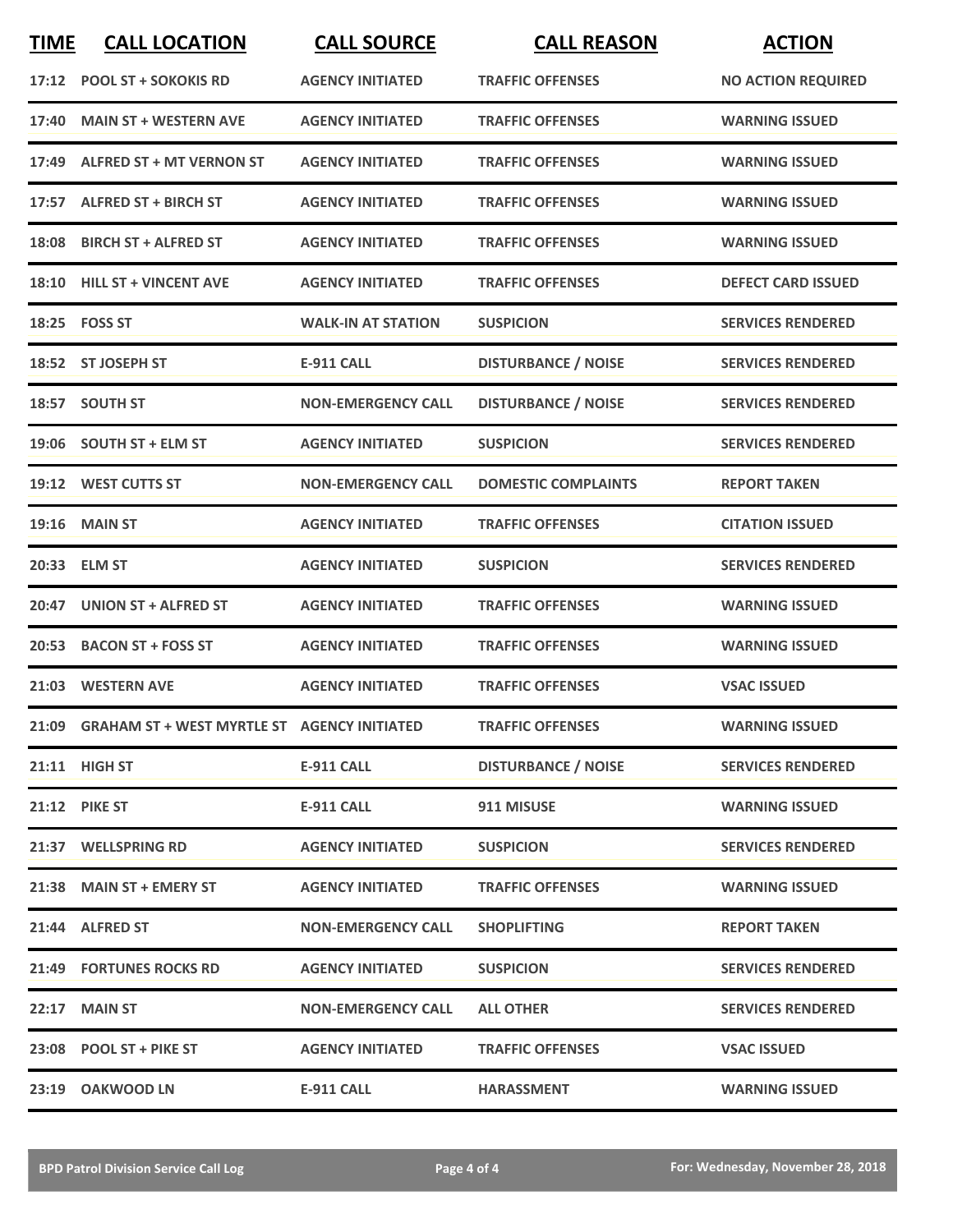| TIME | CALL LOCATION | CALL SOURCE | CALL REASON | ACTION |
| --- | --- | --- | --- | --- |
| 17:12 | POOL ST + SOKOKIS RD | AGENCY INITIATED | TRAFFIC OFFENSES | NO ACTION REQUIRED |
| 17:40 | MAIN ST + WESTERN AVE | AGENCY INITIATED | TRAFFIC OFFENSES | WARNING ISSUED |
| 17:49 | ALFRED ST + MT VERNON ST | AGENCY INITIATED | TRAFFIC OFFENSES | WARNING ISSUED |
| 17:57 | ALFRED ST + BIRCH ST | AGENCY INITIATED | TRAFFIC OFFENSES | WARNING ISSUED |
| 18:08 | BIRCH ST + ALFRED ST | AGENCY INITIATED | TRAFFIC OFFENSES | WARNING ISSUED |
| 18:10 | HILL ST + VINCENT AVE | AGENCY INITIATED | TRAFFIC OFFENSES | DEFECT CARD ISSUED |
| 18:25 | FOSS ST | WALK-IN AT STATION | SUSPICION | SERVICES RENDERED |
| 18:52 | ST JOSEPH ST | E-911 CALL | DISTURBANCE / NOISE | SERVICES RENDERED |
| 18:57 | SOUTH ST | NON-EMERGENCY CALL | DISTURBANCE / NOISE | SERVICES RENDERED |
| 19:06 | SOUTH ST + ELM ST | AGENCY INITIATED | SUSPICION | SERVICES RENDERED |
| 19:12 | WEST CUTTS ST | NON-EMERGENCY CALL | DOMESTIC COMPLAINTS | REPORT TAKEN |
| 19:16 | MAIN ST | AGENCY INITIATED | TRAFFIC OFFENSES | CITATION ISSUED |
| 20:33 | ELM ST | AGENCY INITIATED | SUSPICION | SERVICES RENDERED |
| 20:47 | UNION ST + ALFRED ST | AGENCY INITIATED | TRAFFIC OFFENSES | WARNING ISSUED |
| 20:53 | BACON ST + FOSS ST | AGENCY INITIATED | TRAFFIC OFFENSES | WARNING ISSUED |
| 21:03 | WESTERN AVE | AGENCY INITIATED | TRAFFIC OFFENSES | VSAC ISSUED |
| 21:09 | GRAHAM ST + WEST MYRTLE ST | AGENCY INITIATED | TRAFFIC OFFENSES | WARNING ISSUED |
| 21:11 | HIGH ST | E-911 CALL | DISTURBANCE / NOISE | SERVICES RENDERED |
| 21:12 | PIKE ST | E-911 CALL | 911 MISUSE | WARNING ISSUED |
| 21:37 | WELLSPRING RD | AGENCY INITIATED | SUSPICION | SERVICES RENDERED |
| 21:38 | MAIN ST + EMERY ST | AGENCY INITIATED | TRAFFIC OFFENSES | WARNING ISSUED |
| 21:44 | ALFRED ST | NON-EMERGENCY CALL | SHOPLIFTING | REPORT TAKEN |
| 21:49 | FORTUNES ROCKS RD | AGENCY INITIATED | SUSPICION | SERVICES RENDERED |
| 22:17 | MAIN ST | NON-EMERGENCY CALL | ALL OTHER | SERVICES RENDERED |
| 23:08 | POOL ST + PIKE ST | AGENCY INITIATED | TRAFFIC OFFENSES | VSAC ISSUED |
| 23:19 | OAKWOOD LN | E-911 CALL | HARASSMENT | WARNING ISSUED |